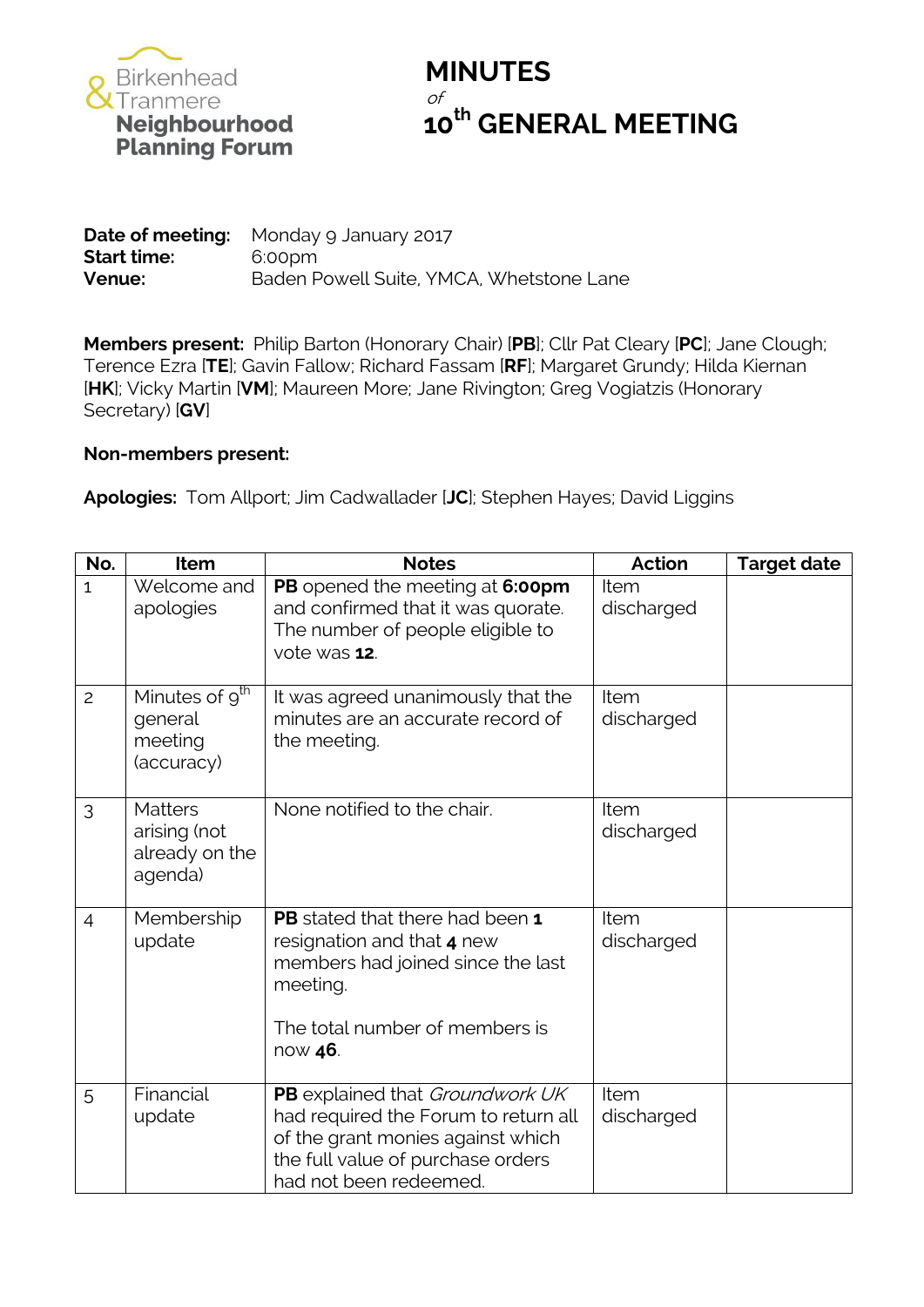Birkenhead & Tranmere **Neighbourhood Planning Forum**

# MINUTES
*of*
# 10th GENERAL MEETING

**Date of meeting:** Monday 9 January 2017
**Start time:** 6:00pm
**Venue:** Baden Powell Suite, YMCA, Whetstone Lane

**Members present:** Philip Barton (Honorary Chair) [**PB**]; Cllr Pat Cleary [**PC**]; Jane Clough; Terence Ezra [**TE**]; Gavin Fallow; Richard Fassam [**RF**]; Margaret Grundy; Hilda Kiernan [**HK**]; Vicky Martin [**VM**]; Maureen More; Jane Rivington; Greg Vogiatzis (Honorary Secretary) [**GV**]

**Non-members present:**

**Apologies:** Tom Allport; Jim Cadwallader [**JC**]; Stephen Hayes; David Liggins

| No. | Item | Notes | Action | Target date |
|---|---|---|---|---|
| 1 | Welcome and apologies | **PB** opened the meeting at **6:00pm** and confirmed that it was quorate. The number of people eligible to vote was **12**. | Item discharged | |
| 2 | Minutes of 9th general meeting (accuracy) | It was agreed unanimously that the minutes are an accurate record of the meeting. | Item discharged | |
| 3 | Matters arising (not already on the agenda) | None notified to the chair. | Item discharged | |
| 4 | Membership update | **PB** stated that there had been **1** resignation and that **4** new members had joined since the last meeting.<br><br>The total number of members is now **46**. | Item discharged | |
| 5 | Financial update | **PB** explained that *Groundwork UK* had required the Forum to return all of the grant monies against which the full value of purchase orders had not been redeemed. | Item discharged | |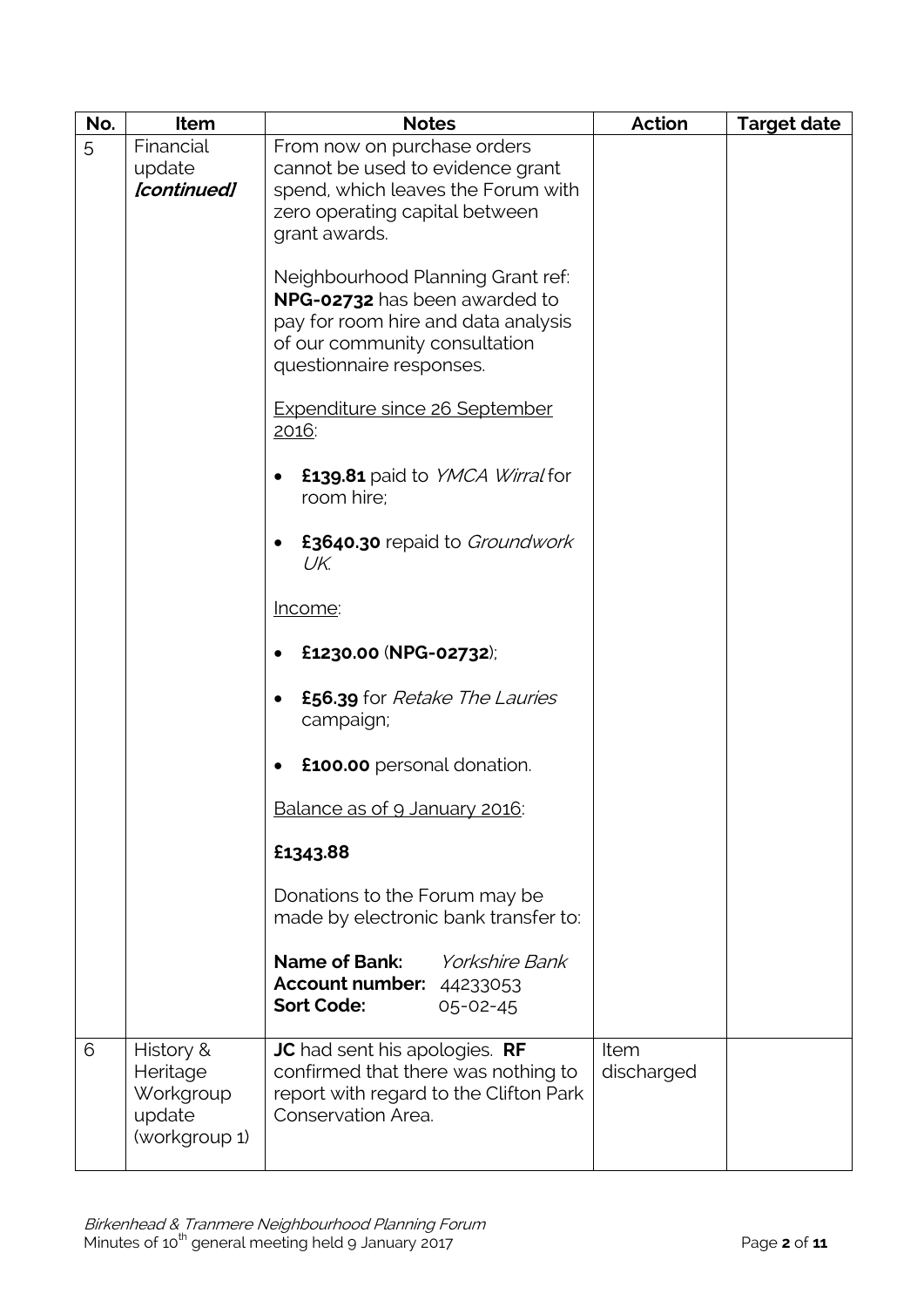| No. | Item | Notes | Action | Target date |
|---|---|---|---|---|
| 5 | Financial update ***[continued]*** | From now on purchase orders cannot be used to evidence grant spend, which leaves the Forum with zero operating capital between grant awards.<br><br>Neighbourhood Planning Grant ref: **NPG-02732** has been awarded to pay for room hire and data analysis of our community consultation questionnaire responses.<br><br><u>Expenditure since 26 September 2016</u>:<br><br>• **£139.81** paid to *YMCA Wirral* for room hire;<br><br>• **£3640.30** repaid to *Groundwork UK*.<br><br><u>Income</u>:<br><br>• **£1230.00** (**NPG-02732**);<br><br>• **£56.39** for *Retake The Lauries* campaign;<br><br>• **£100.00** personal donation.<br><br><u>Balance as of 9 January 2016</u>:<br><br>**£1343.88**<br><br>Donations to the Forum may be made by electronic bank transfer to:<br><br>**Name of Bank:** *Yorkshire Bank*<br>**Account number:** 44233053<br>**Sort Code:** 05-02-45 | | |
| 6 | History & Heritage Workgroup update (workgroup 1) | **JC** had sent his apologies. **RF** confirmed that there was nothing to report with regard to the Clifton Park Conservation Area. | Item discharged | |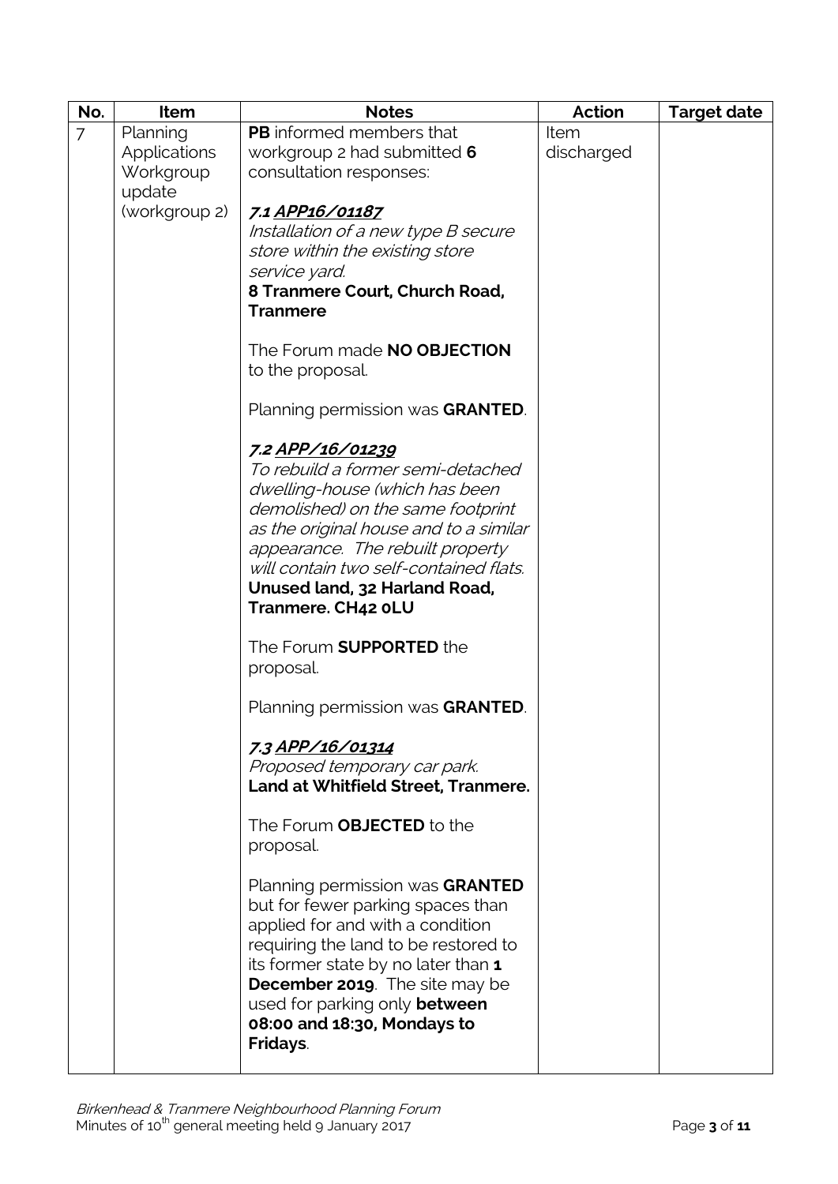| No. | Item | Notes | Action | Target date |
|---|---|---|---|---|
| 7 | Planning Applications Workgroup update (workgroup 2) | **PB** informed members that workgroup 2 had submitted **6** consultation responses:<br><br>***7.1 <u>APP16/01187</u>***<br>*Installation of a new type B secure store within the existing store service yard.*<br>**8 Tranmere Court, Church Road, Tranmere**<br><br>The Forum made **NO OBJECTION** to the proposal.<br><br>Planning permission was **GRANTED**.<br><br>***7.2 <u>APP/16/01239</u>***<br>*To rebuild a former semi-detached dwelling-house (which has been demolished) on the same footprint as the original house and to a similar appearance. The rebuilt property will contain two self-contained flats.*<br>**Unused land, 32 Harland Road, Tranmere. CH42 0LU**<br><br>The Forum **SUPPORTED** the proposal.<br><br>Planning permission was **GRANTED**.<br><br>***7.3 <u>APP/16/01314</u>***<br>*Proposed temporary car park.*<br>**Land at Whitfield Street, Tranmere.**<br><br>The Forum **OBJECTED** to the proposal.<br><br>Planning permission was **GRANTED** but for fewer parking spaces than applied for and with a condition requiring the land to be restored to its former state by no later than **1 December 2019**. The site may be used for parking only **between 08:00 and 18:30, Mondays to Fridays**. | Item discharged | |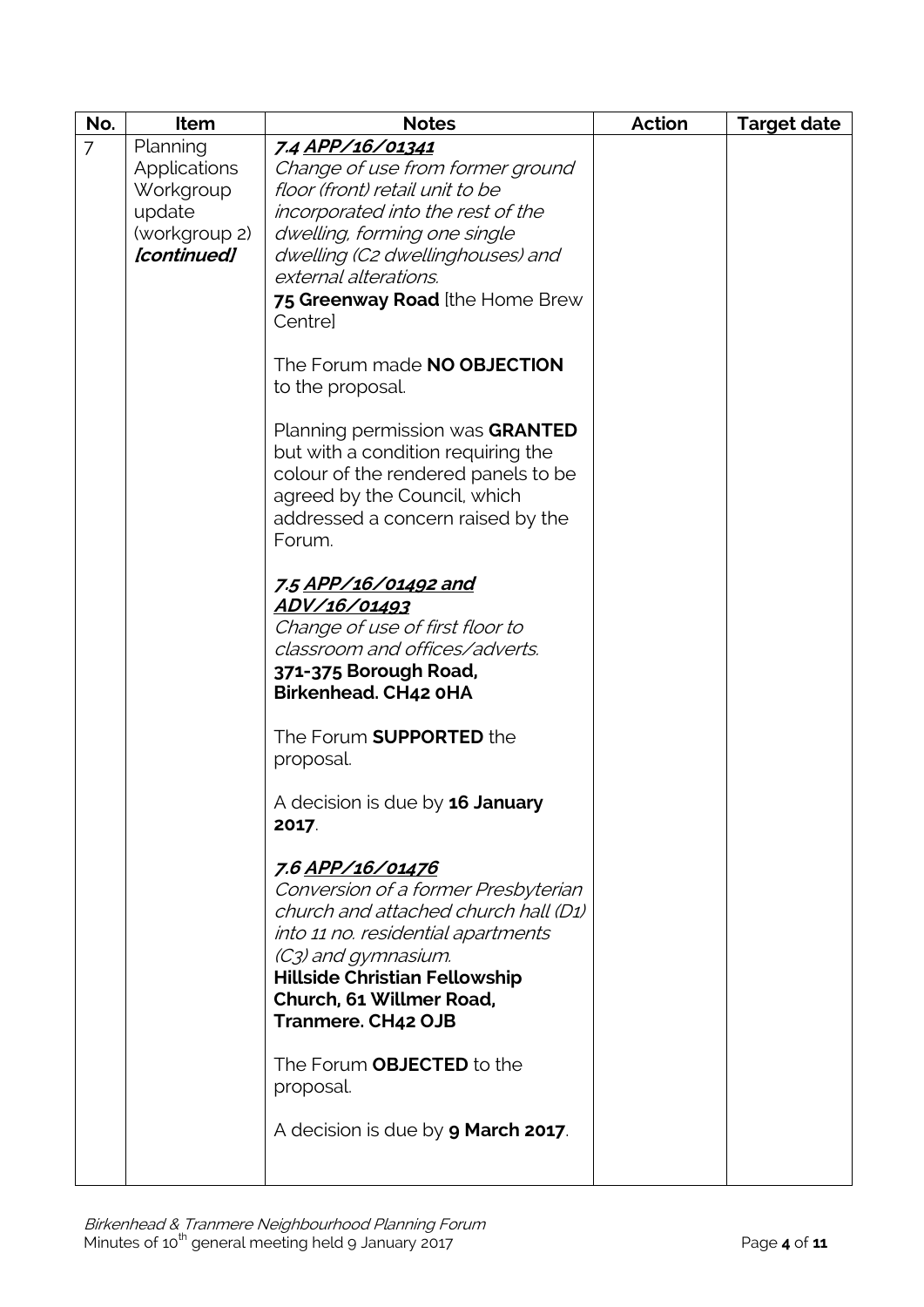| No. | Item | Notes | Action | Target date |
|---|---|---|---|---|
| 7 | Planning Applications Workgroup update (workgroup 2) ***[continued]*** | ***7.4 APP/16/01341***<br>*Change of use from former ground floor (front) retail unit to be incorporated into the rest of the dwelling, forming one single dwelling (C2 dwellinghouses) and external alterations.*<br>**75 Greenway Road** [the Home Brew Centre]<br><br>The Forum made **NO OBJECTION** to the proposal.<br><br>Planning permission was **GRANTED** but with a condition requiring the colour of the rendered panels to be agreed by the Council, which addressed a concern raised by the Forum.<br><br>***7.5 APP/16/01492 and ADV/16/01493***<br>*Change of use of first floor to classroom and offices/adverts.*<br>**371-375 Borough Road, Birkenhead. CH42 0HA**<br><br>The Forum **SUPPORTED** the proposal.<br><br>A decision is due by **16 January 2017**.<br><br>***7.6 APP/16/01476***<br>*Conversion of a former Presbyterian church and attached church hall (D1) into 11 no. residential apartments (C3) and gymnasium.*<br>**Hillside Christian Fellowship Church, 61 Willmer Road, Tranmere. CH42 OJB**<br><br>The Forum **OBJECTED** to the proposal.<br><br>A decision is due by **9 March 2017**. | | |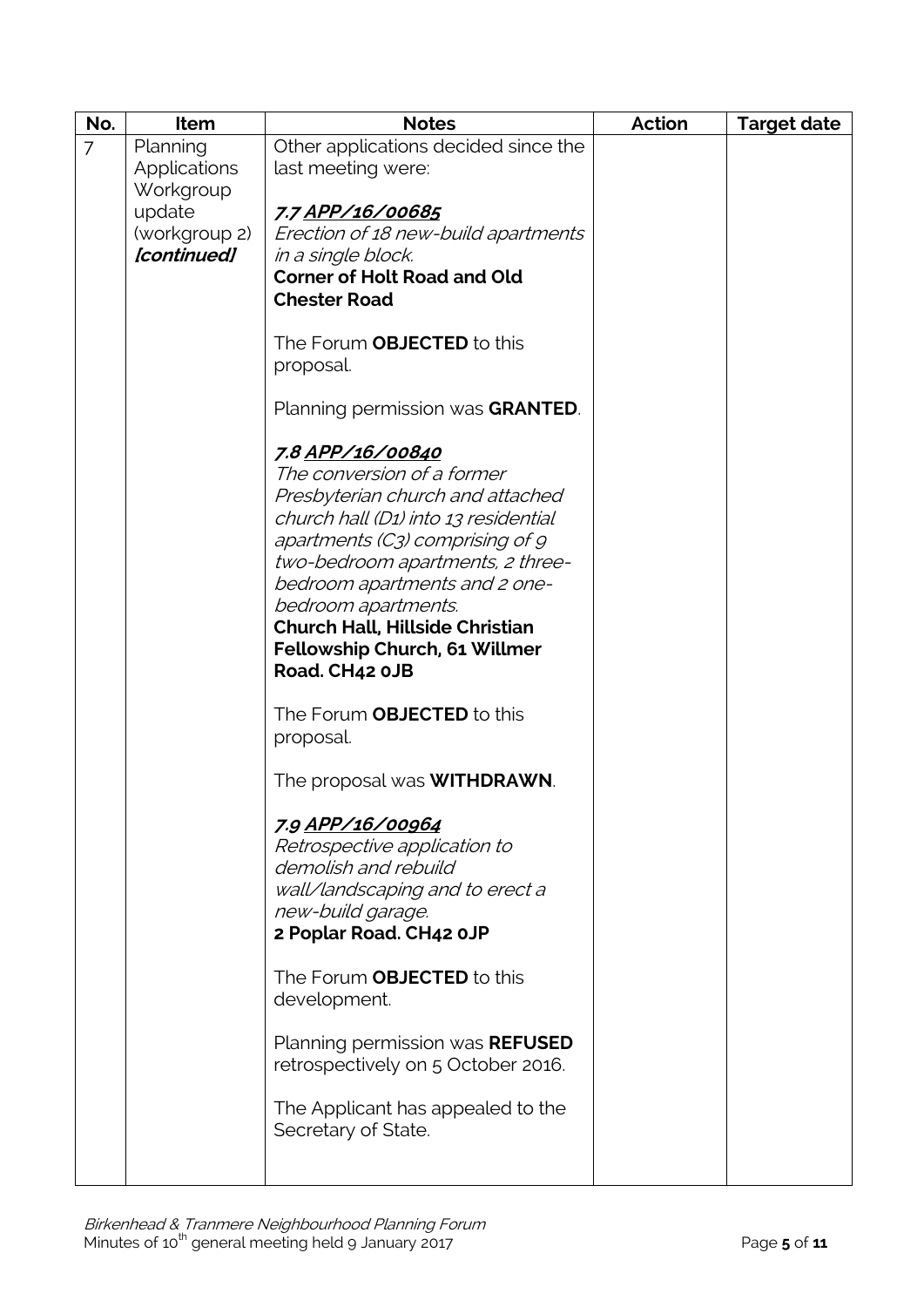| No. | Item | Notes | Action | Target date |
|---|---|---|---|---|
| 7 | Planning Applications Workgroup update (workgroup 2) ***[continued]*** | Other applications decided since the last meeting were:<br><br>***7.7 APP/16/00685***<br>*Erection of 18 new-build apartments in a single block.*<br>**Corner of Holt Road and Old Chester Road**<br><br>The Forum **OBJECTED** to this proposal.<br><br>Planning permission was **GRANTED**.<br><br>***7.8 APP/16/00840***<br>*The conversion of a former Presbyterian church and attached church hall (D1) into 13 residential apartments (C3) comprising of 9 two-bedroom apartments, 2 three-bedroom apartments and 2 one-bedroom apartments.*<br>**Church Hall, Hillside Christian Fellowship Church, 61 Willmer Road. CH42 0JB**<br><br>The Forum **OBJECTED** to this proposal.<br><br>The proposal was **WITHDRAWN**.<br><br>***7.9 APP/16/00964***<br>*Retrospective application to demolish and rebuild wall/landscaping and to erect a new-build garage.*<br>**2 Poplar Road. CH42 0JP**<br><br>The Forum **OBJECTED** to this development.<br><br>Planning permission was **REFUSED** retrospectively on 5 October 2016.<br><br>The Applicant has appealed to the Secretary of State. | | |

*Birkenhead & Tranmere Neighbourhood Planning Forum*
Minutes of 10th general meeting held 9 January 2017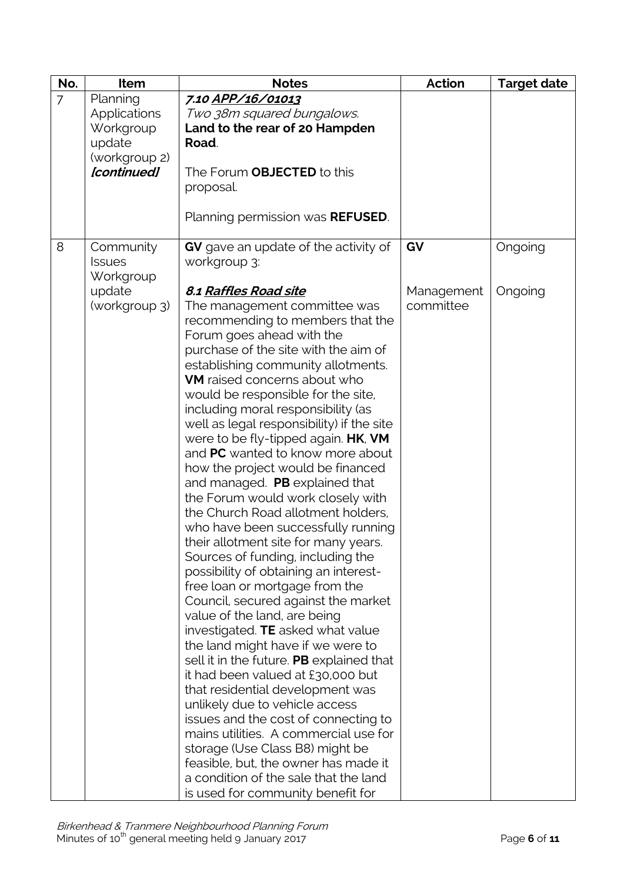| No. | Item | Notes | Action | Target date |
|---|---|---|---|---|
| 7 | Planning Applications Workgroup update (workgroup 2) ***[continued]*** | ***7.10 <u>APP/16/01013</u>***<br>*Two 38m squared bungalows.*<br>**Land to the rear of 20 Hampden Road**.<br><br>The Forum **OBJECTED** to this proposal.<br><br>Planning permission was **REFUSED**. | | |
| 8 | Community Issues Workgroup update (workgroup 3) | **GV** gave an update of the activity of workgroup 3:<br><br>***8.1 <u>Raffles Road site</u>***<br>The management committee was recommending to members that the Forum goes ahead with the purchase of the site with the aim of establishing community allotments. **VM** raised concerns about who would be responsible for the site, including moral responsibility (as well as legal responsibility) if the site were to be fly-tipped again. **HK**, **VM** and **PC** wanted to know more about how the project would be financed and managed. **PB** explained that the Forum would work closely with the Church Road allotment holders, who have been successfully running their allotment site for many years. Sources of funding, including the possibility of obtaining an interest-free loan or mortgage from the Council, secured against the market value of the land, are being investigated. **TE** asked what value the land might have if we were to sell it in the future. **PB** explained that it had been valued at £30,000 but that residential development was unlikely due to vehicle access issues and the cost of connecting to mains utilities. A commercial use for storage (Use Class B8) might be feasible, but, the owner has made it a condition of the sale that the land is used for community benefit for | **GV**<br><br>Management committee | Ongoing<br><br>Ongoing |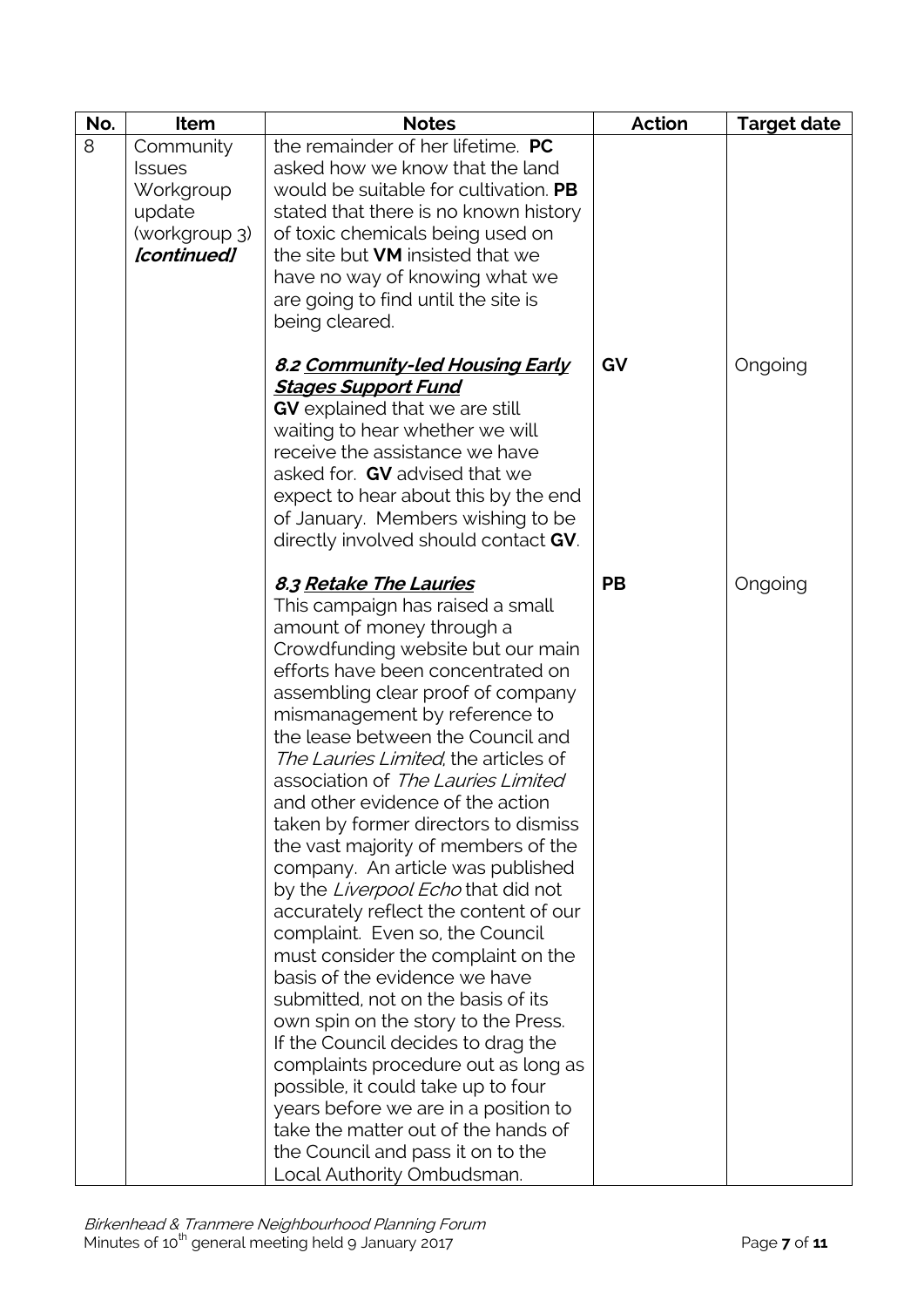| No. | Item | Notes | Action | Target date |
|---|---|---|---|---|
| 8 | Community Issues Workgroup update (workgroup 3) ***[continued]*** | the remainder of her lifetime. **PC** asked how we know that the land would be suitable for cultivation. **PB** stated that there is no known history of toxic chemicals being used on the site but **VM** insisted that we have no way of knowing what we are going to find until the site is being cleared. | | |
| | | ***8.2 <u>Community-led Housing Early Stages Support Fund</u>*** **GV** explained that we are still waiting to hear whether we will receive the assistance we have asked for. **GV** advised that we expect to hear about this by the end of January. Members wishing to be directly involved should contact **GV**. | **GV** | Ongoing |
| | | ***8.3 <u>Retake The Lauries</u>*** This campaign has raised a small amount of money through a Crowdfunding website but our main efforts have been concentrated on assembling clear proof of company mismanagement by reference to the lease between the Council and *The Lauries Limited*, the articles of association of *The Lauries Limited* and other evidence of the action taken by former directors to dismiss the vast majority of members of the company. An article was published by the *Liverpool Echo* that did not accurately reflect the content of our complaint. Even so, the Council must consider the complaint on the basis of the evidence we have submitted, not on the basis of its own spin on the story to the Press. If the Council decides to drag the complaints procedure out as long as possible, it could take up to four years before we are in a position to take the matter out of the hands of the Council and pass it on to the Local Authority Ombudsman. | **PB** | Ongoing |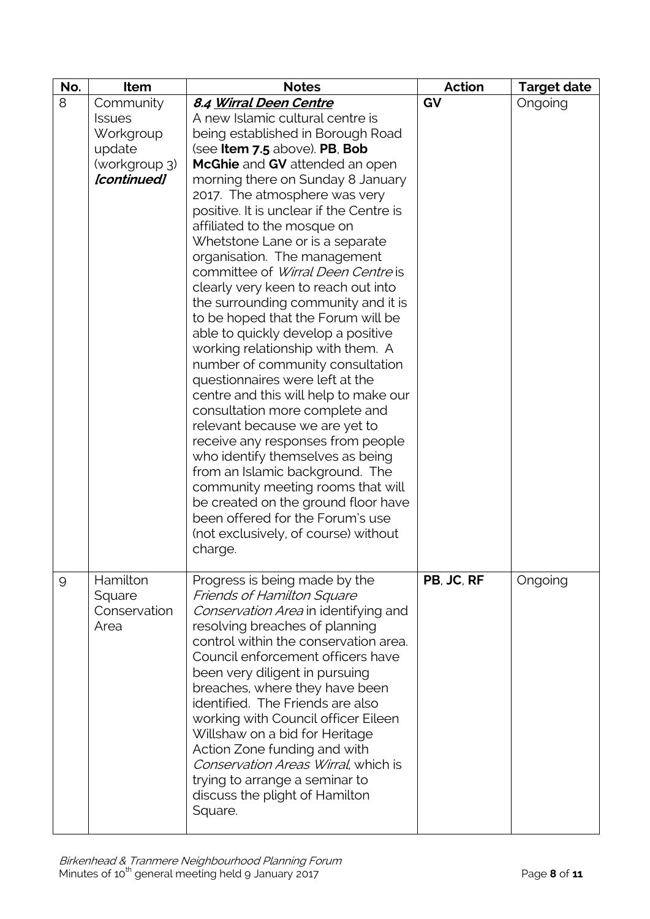| No. | Item | Notes | Action | Target date |
|---|---|---|---|---|
| 8 | Community Issues Workgroup update (workgroup 3) ***[continued]*** | ***8.4 Wirral Deen Centre*** A new Islamic cultural centre is being established in Borough Road (see **Item 7.5** above). **PB**, **Bob McGhie** and **GV** attended an open morning there on Sunday 8 January 2017. The atmosphere was very positive. It is unclear if the Centre is affiliated to the mosque on Whetstone Lane or is a separate organisation. The management committee of *Wirral Deen Centre* is clearly very keen to reach out into the surrounding community and it is to be hoped that the Forum will be able to quickly develop a positive working relationship with them. A number of community consultation questionnaires were left at the centre and this will help to make our consultation more complete and relevant because we are yet to receive any responses from people who identify themselves as being from an Islamic background. The community meeting rooms that will be created on the ground floor have been offered for the Forum's use (not exclusively, of course) without charge. | **GV** | Ongoing |
| 9 | Hamilton Square Conservation Area | Progress is being made by the *Friends of Hamilton Square Conservation Area* in identifying and resolving breaches of planning control within the conservation area. Council enforcement officers have been very diligent in pursuing breaches, where they have been identified. The Friends are also working with Council officer Eileen Willshaw on a bid for Heritage Action Zone funding and with *Conservation Areas Wirral*, which is trying to arrange a seminar to discuss the plight of Hamilton Square. | **PB**, **JC**, **RF** | Ongoing |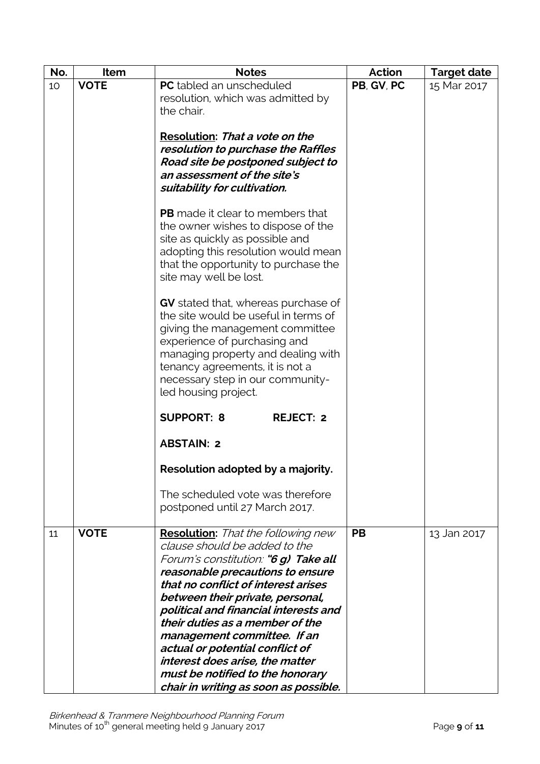| No. | Item | Notes | Action | Target date |
|---|---|---|---|---|
| 10 | **VOTE** | **PC** tabled an unscheduled resolution, which was admitted by the chair.<br><br>**Resolution: *That a vote on the resolution to purchase the Raffles Road site be postponed subject to an assessment of the site's suitability for cultivation.***<br><br>**PB** made it clear to members that the owner wishes to dispose of the site as quickly as possible and adopting this resolution would mean that the opportunity to purchase the site may well be lost.<br><br>**GV** stated that, whereas purchase of the site would be useful in terms of giving the management committee experience of purchasing and managing property and dealing with tenancy agreements, it is not a necessary step in our community-led housing project.<br><br>**SUPPORT: 8 REJECT: 2**<br><br>**ABSTAIN: 2**<br><br>**Resolution adopted by a majority.**<br><br>The scheduled vote was therefore postponed until 27 March 2017. | **PB**, **GV**, **PC** | 15 Mar 2017 |
| 11 | **VOTE** | **Resolution:** *That the following new clause should be added to the Forum's constitution:* ***"6 g) Take all reasonable precautions to ensure that no conflict of interest arises between their private, personal, political and financial interests and their duties as a member of the management committee. If an actual or potential conflict of interest does arise, the matter must be notified to the honorary chair in writing as soon as possible.*** | **PB** | 13 Jan 2017 |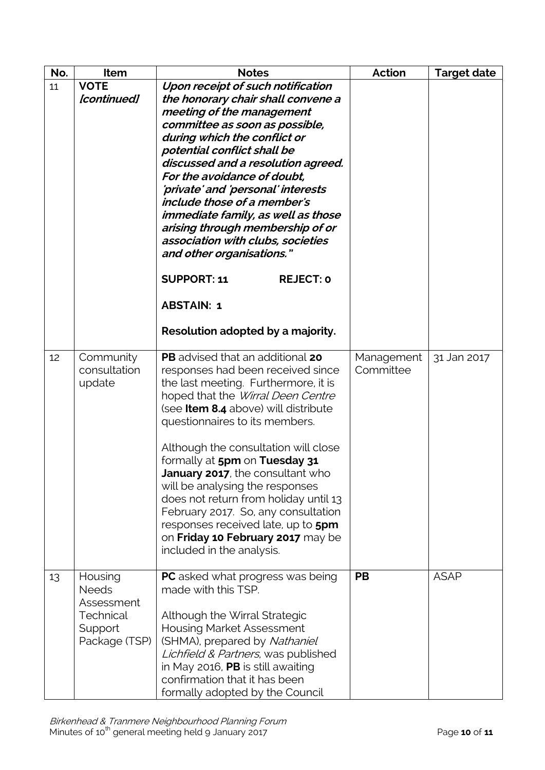| No. | Item | Notes | Action | Target date |
|---|---|---|---|---|
| 11 | **VOTE *[continued]*** | ***Upon receipt of such notification the honorary chair shall convene a meeting of the management committee as soon as possible, during which the conflict or potential conflict shall be discussed and a resolution agreed. For the avoidance of doubt, 'private' and 'personal' interests include those of a member's immediate family, as well as those arising through membership of or association with clubs, societies and other organisations."*** <br><br> **SUPPORT: 11 REJECT: 0** <br><br> **ABSTAIN: 1** <br><br> **Resolution adopted by a majority.** | | |
| 12 | Community consultation update | **PB** advised that an additional **20** responses had been received since the last meeting. Furthermore, it is hoped that the *Wirral Deen Centre* (see **Item 8.4** above) will distribute questionnaires to its members. <br><br> Although the consultation will close formally at **5pm** on **Tuesday 31 January 2017**, the consultant who will be analysing the responses does not return from holiday until 13 February 2017. So, any consultation responses received late, up to **5pm** on **Friday 10 February 2017** may be included in the analysis. | Management Committee | 31 Jan 2017 |
| 13 | Housing Needs Assessment Technical Support Package (TSP) | **PC** asked what progress was being made with this TSP. <br><br> Although the Wirral Strategic Housing Market Assessment (SHMA), prepared by *Nathaniel Lichfield & Partners*, was published in May 2016, **PB** is still awaiting confirmation that it has been formally adopted by the Council | **PB** | ASAP |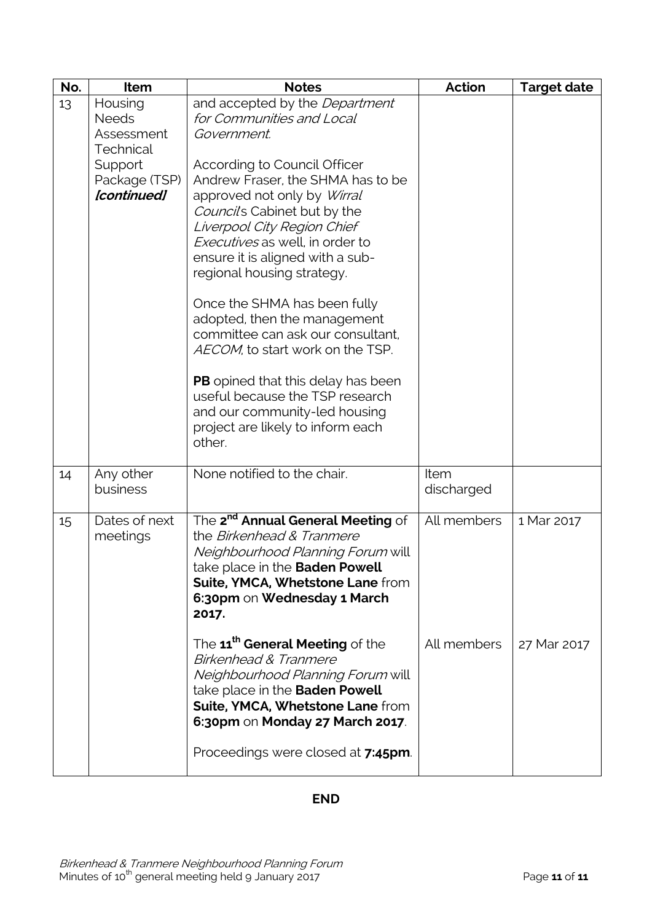| No. | Item | Notes | Action | Target date |
|---|---|---|---|---|
| 13 | Housing Needs Assessment Technical Support Package (TSP) ***[continued]*** | and accepted by the *Department for Communities and Local Government*.<br><br>According to Council Officer Andrew Fraser, the SHMA has to be approved not only by *Wirral Council*'s Cabinet but by the *Liverpool City Region Chief Executives* as well, in order to ensure it is aligned with a sub-regional housing strategy.<br><br>Once the SHMA has been fully adopted, then the management committee can ask our consultant, *AECOM*, to start work on the TSP.<br><br>**PB** opined that this delay has been useful because the TSP research and our community-led housing project are likely to inform each other. | | |
| 14 | Any other business | None notified to the chair. | Item discharged | |
| 15 | Dates of next meetings | The **2nd Annual General Meeting** of the *Birkenhead & Tranmere Neighbourhood Planning Forum* will take place in the **Baden Powell Suite, YMCA, Whetstone Lane** from **6:30pm** on **Wednesday 1 March 2017.** | All members | 1 Mar 2017 |
| | | The **11th General Meeting** of the *Birkenhead & Tranmere Neighbourhood Planning Forum* will take place in the **Baden Powell Suite, YMCA, Whetstone Lane** from **6:30pm** on **Monday 27 March 2017**.<br><br>Proceedings were closed at **7:45pm**. | All members | 27 Mar 2017 |

**END**